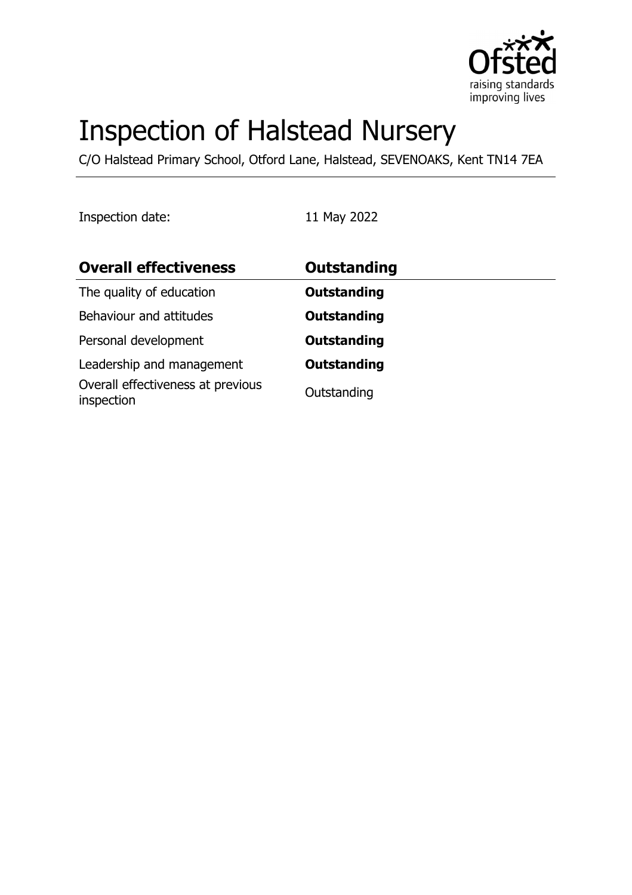# Inspection of Halstead Nursery

C/O Halstead Primary School, Otford Lane, Halstead, SEVENOAKS, Kent TN14 7EA

Inspection date: 11 May 2022

| **Overall effectiveness** | **Outstanding** |
|---|---|
| The quality of education | **Outstanding** |
| Behaviour and attitudes | **Outstanding** |
| Personal development | **Outstanding** |
| Leadership and management | **Outstanding** |
| Overall effectiveness at previous inspection | Outstanding |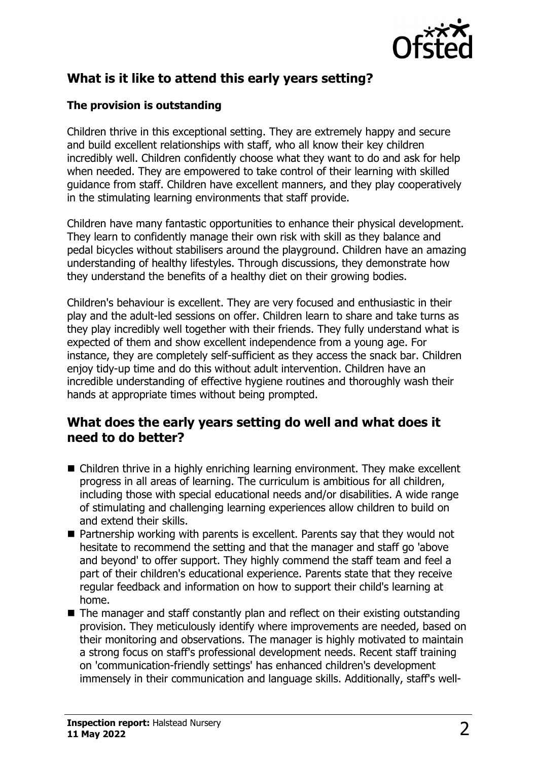## What is it like to attend this early years setting?

### The provision is outstanding

Children thrive in this exceptional setting. They are extremely happy and secure and build excellent relationships with staff, who all know their key children incredibly well. Children confidently choose what they want to do and ask for help when needed. They are empowered to take control of their learning with skilled guidance from staff. Children have excellent manners, and they play cooperatively in the stimulating learning environments that staff provide.

Children have many fantastic opportunities to enhance their physical development. They learn to confidently manage their own risk with skill as they balance and pedal bicycles without stabilisers around the playground. Children have an amazing understanding of healthy lifestyles. Through discussions, they demonstrate how they understand the benefits of a healthy diet on their growing bodies.

Children's behaviour is excellent. They are very focused and enthusiastic in their play and the adult-led sessions on offer. Children learn to share and take turns as they play incredibly well together with their friends. They fully understand what is expected of them and show excellent independence from a young age. For instance, they are completely self-sufficient as they access the snack bar. Children enjoy tidy-up time and do this without adult intervention. Children have an incredible understanding of effective hygiene routines and thoroughly wash their hands at appropriate times without being prompted.

## What does the early years setting do well and what does it need to do better?

- Children thrive in a highly enriching learning environment. They make excellent progress in all areas of learning. The curriculum is ambitious for all children, including those with special educational needs and/or disabilities. A wide range of stimulating and challenging learning experiences allow children to build on and extend their skills.
- Partnership working with parents is excellent. Parents say that they would not hesitate to recommend the setting and that the manager and staff go 'above and beyond' to offer support. They highly commend the staff team and feel a part of their children's educational experience. Parents state that they receive regular feedback and information on how to support their child's learning at home.
- The manager and staff constantly plan and reflect on their existing outstanding provision. They meticulously identify where improvements are needed, based on their monitoring and observations. The manager is highly motivated to maintain a strong focus on staff's professional development needs. Recent staff training on 'communication-friendly settings' has enhanced children's development immensely in their communication and language skills. Additionally, staff's well-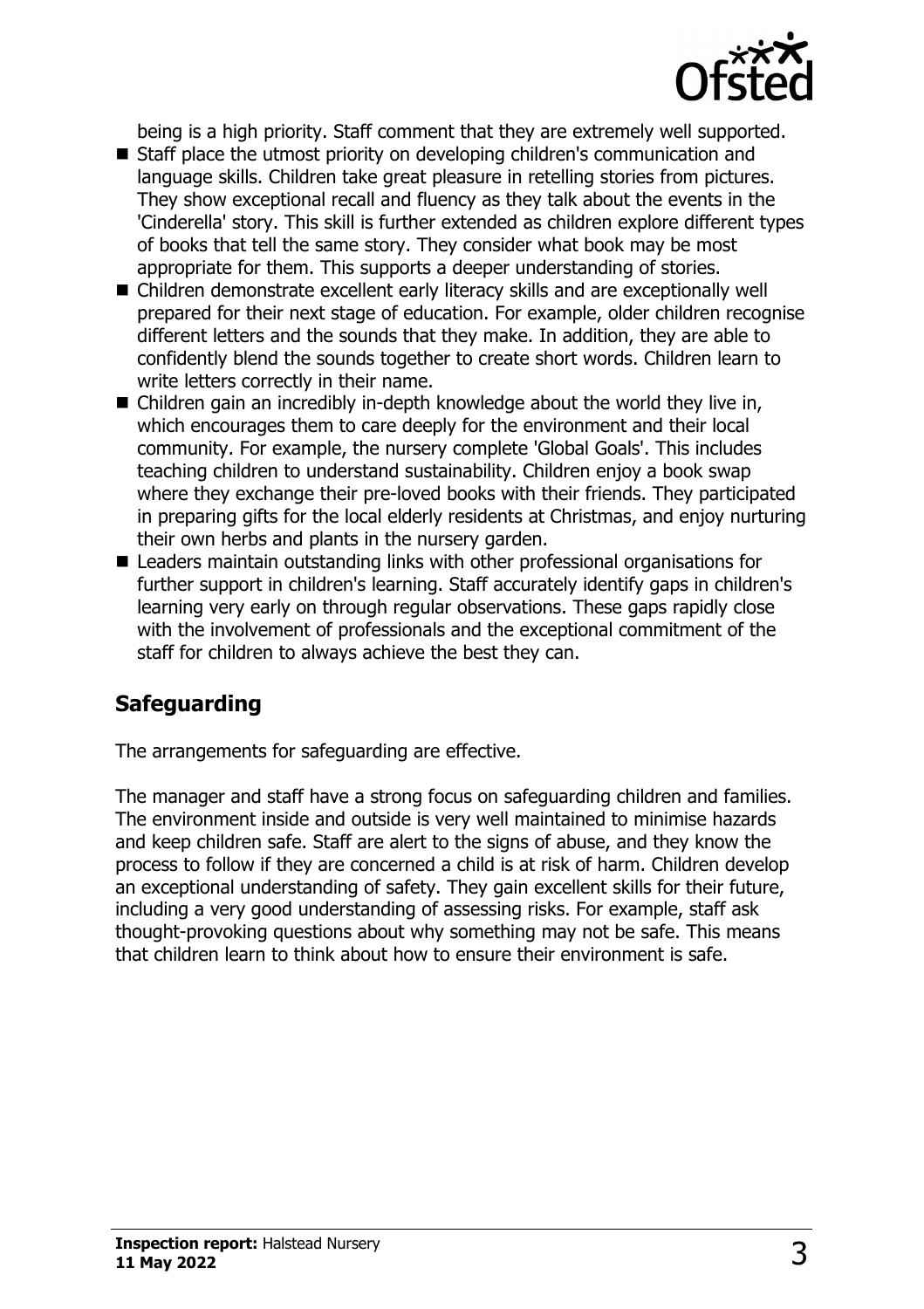being is a high priority. Staff comment that they are extremely well supported.

- Staff place the utmost priority on developing children's communication and language skills. Children take great pleasure in retelling stories from pictures. They show exceptional recall and fluency as they talk about the events in the 'Cinderella' story. This skill is further extended as children explore different types of books that tell the same story. They consider what book may be most appropriate for them. This supports a deeper understanding of stories.
- Children demonstrate excellent early literacy skills and are exceptionally well prepared for their next stage of education. For example, older children recognise different letters and the sounds that they make. In addition, they are able to confidently blend the sounds together to create short words. Children learn to write letters correctly in their name.
- Children gain an incredibly in-depth knowledge about the world they live in, which encourages them to care deeply for the environment and their local community. For example, the nursery complete 'Global Goals'. This includes teaching children to understand sustainability. Children enjoy a book swap where they exchange their pre-loved books with their friends. They participated in preparing gifts for the local elderly residents at Christmas, and enjoy nurturing their own herbs and plants in the nursery garden.
- Leaders maintain outstanding links with other professional organisations for further support in children's learning. Staff accurately identify gaps in children's learning very early on through regular observations. These gaps rapidly close with the involvement of professionals and the exceptional commitment of the staff for children to always achieve the best they can.

## Safeguarding

The arrangements for safeguarding are effective.

The manager and staff have a strong focus on safeguarding children and families. The environment inside and outside is very well maintained to minimise hazards and keep children safe. Staff are alert to the signs of abuse, and they know the process to follow if they are concerned a child is at risk of harm. Children develop an exceptional understanding of safety. They gain excellent skills for their future, including a very good understanding of assessing risks. For example, staff ask thought-provoking questions about why something may not be safe. This means that children learn to think about how to ensure their environment is safe.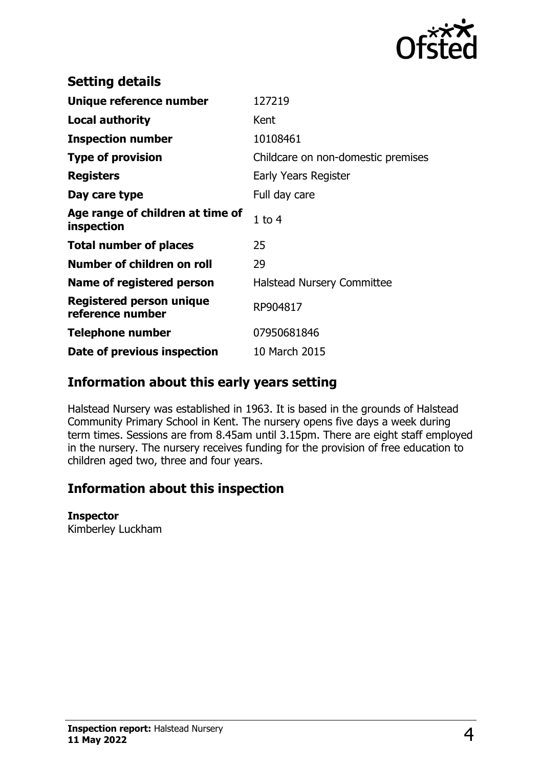## Setting details

| | |
|---|---|
| **Unique reference number** | 127219 |
| **Local authority** | Kent |
| **Inspection number** | 10108461 |
| **Type of provision** | Childcare on non-domestic premises |
| **Registers** | Early Years Register |
| **Day care type** | Full day care |
| **Age range of children at time of inspection** | 1 to 4 |
| **Total number of places** | 25 |
| **Number of children on roll** | 29 |
| **Name of registered person** | Halstead Nursery Committee |
| **Registered person unique reference number** | RP904817 |
| **Telephone number** | 07950681846 |
| **Date of previous inspection** | 10 March 2015 |

## Information about this early years setting

Halstead Nursery was established in 1963. It is based in the grounds of Halstead Community Primary School in Kent. The nursery opens five days a week during term times. Sessions are from 8.45am until 3.15pm. There are eight staff employed in the nursery. The nursery receives funding for the provision of free education to children aged two, three and four years.

## Information about this inspection

**Inspector**
Kimberley Luckham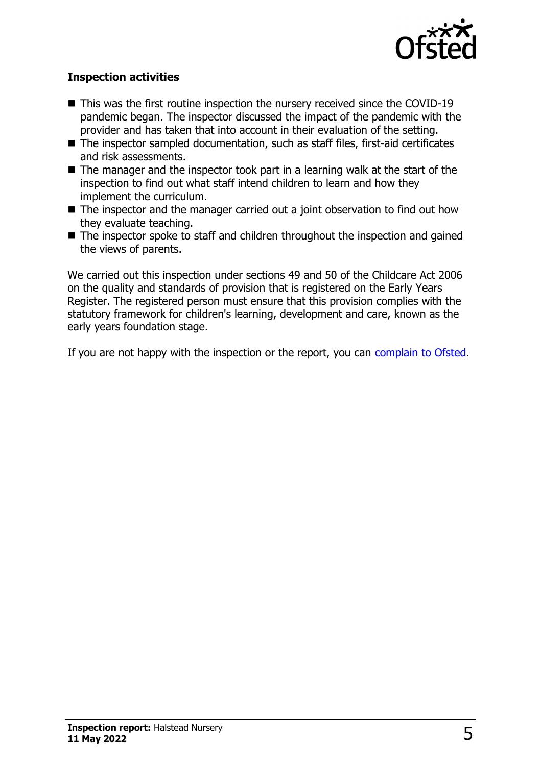### Inspection activities

- This was the first routine inspection the nursery received since the COVID-19 pandemic began. The inspector discussed the impact of the pandemic with the provider and has taken that into account in their evaluation of the setting.
- The inspector sampled documentation, such as staff files, first-aid certificates and risk assessments.
- The manager and the inspector took part in a learning walk at the start of the inspection to find out what staff intend children to learn and how they implement the curriculum.
- The inspector and the manager carried out a joint observation to find out how they evaluate teaching.
- The inspector spoke to staff and children throughout the inspection and gained the views of parents.

We carried out this inspection under sections 49 and 50 of the Childcare Act 2006 on the quality and standards of provision that is registered on the Early Years Register. The registered person must ensure that this provision complies with the statutory framework for children's learning, development and care, known as the early years foundation stage.

If you are not happy with the inspection or the report, you can complain to Ofsted.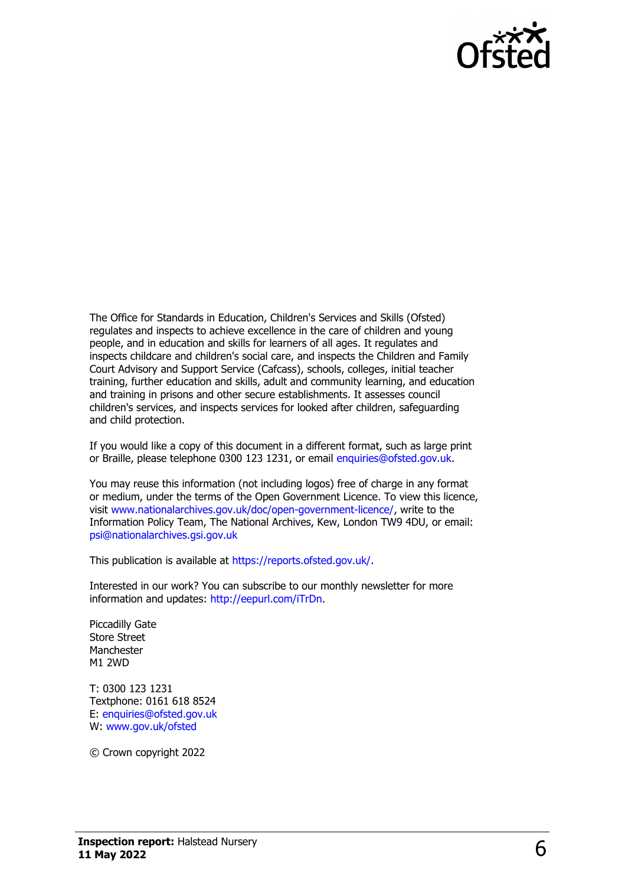The Office for Standards in Education, Children's Services and Skills (Ofsted) regulates and inspects to achieve excellence in the care of children and young people, and in education and skills for learners of all ages. It regulates and inspects childcare and children's social care, and inspects the Children and Family Court Advisory and Support Service (Cafcass), schools, colleges, initial teacher training, further education and skills, adult and community learning, and education and training in prisons and other secure establishments. It assesses council children's services, and inspects services for looked after children, safeguarding and child protection.

If you would like a copy of this document in a different format, such as large print or Braille, please telephone 0300 123 1231, or email enquiries@ofsted.gov.uk.

You may reuse this information (not including logos) free of charge in any format or medium, under the terms of the Open Government Licence. To view this licence, visit www.nationalarchives.gov.uk/doc/open-government-licence/, write to the Information Policy Team, The National Archives, Kew, London TW9 4DU, or email: psi@nationalarchives.gsi.gov.uk

This publication is available at https://reports.ofsted.gov.uk/.

Interested in our work? You can subscribe to our monthly newsletter for more information and updates: http://eepurl.com/iTrDn.

Piccadilly Gate
Store Street
Manchester
M1 2WD

T: 0300 123 1231
Textphone: 0161 618 8524
E: enquiries@ofsted.gov.uk
W: www.gov.uk/ofsted

© Crown copyright 2022